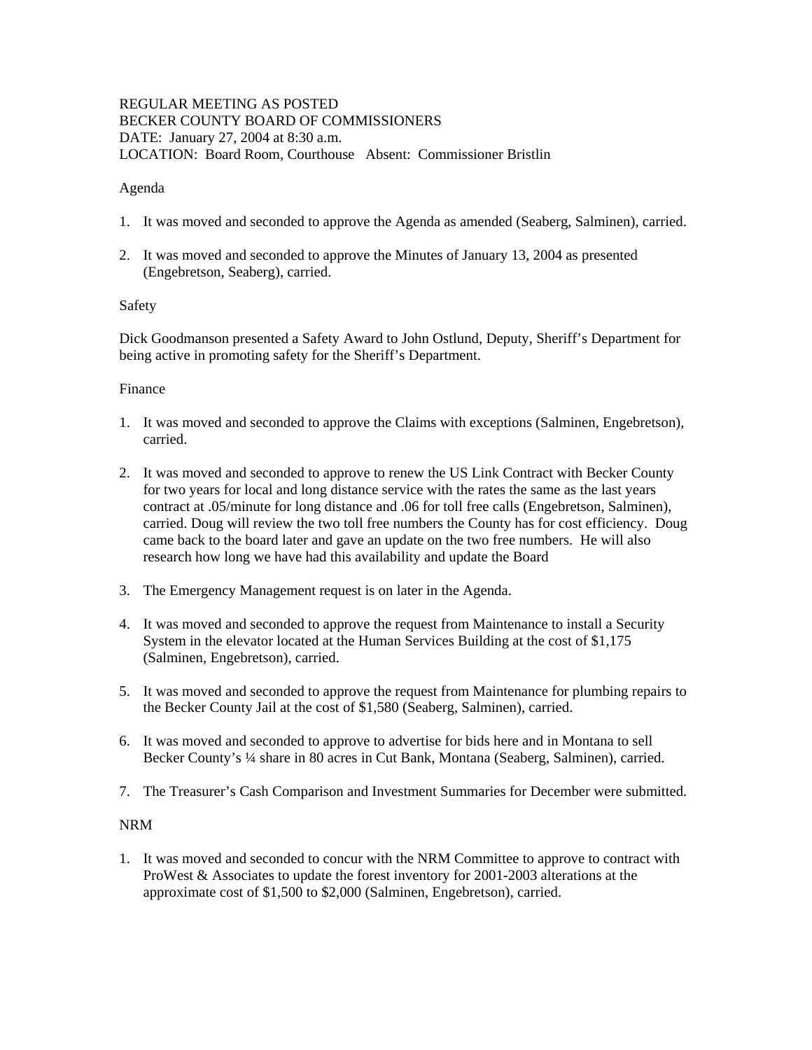REGULAR MEETING AS POSTED
BECKER COUNTY BOARD OF COMMISSIONERS
DATE: January 27, 2004 at 8:30 a.m.
LOCATION: Board Room, Courthouse Absent: Commissioner Bristlin

Agenda

1. It was moved and seconded to approve the Agenda as amended (Seaberg, Salminen), carried.

2. It was moved and seconded to approve the Minutes of January 13, 2004 as presented (Engebretson, Seaberg), carried.

Safety

Dick Goodmanson presented a Safety Award to John Ostlund, Deputy, Sheriff's Department for being active in promoting safety for the Sheriff's Department.

Finance

1. It was moved and seconded to approve the Claims with exceptions (Salminen, Engebretson), carried.

2. It was moved and seconded to approve to renew the US Link Contract with Becker County for two years for local and long distance service with the rates the same as the last years contract at .05/minute for long distance and .06 for toll free calls (Engebretson, Salminen), carried. Doug will review the two toll free numbers the County has for cost efficiency. Doug came back to the board later and gave an update on the two free numbers. He will also research how long we have had this availability and update the Board

3. The Emergency Management request is on later in the Agenda.

4. It was moved and seconded to approve the request from Maintenance to install a Security System in the elevator located at the Human Services Building at the cost of $1,175 (Salminen, Engebretson), carried.

5. It was moved and seconded to approve the request from Maintenance for plumbing repairs to the Becker County Jail at the cost of $1,580 (Seaberg, Salminen), carried.

6. It was moved and seconded to approve to advertise for bids here and in Montana to sell Becker County's ¼ share in 80 acres in Cut Bank, Montana (Seaberg, Salminen), carried.

7. The Treasurer's Cash Comparison and Investment Summaries for December were submitted.

NRM

1. It was moved and seconded to concur with the NRM Committee to approve to contract with ProWest & Associates to update the forest inventory for 2001-2003 alterations at the approximate cost of $1,500 to $2,000 (Salminen, Engebretson), carried.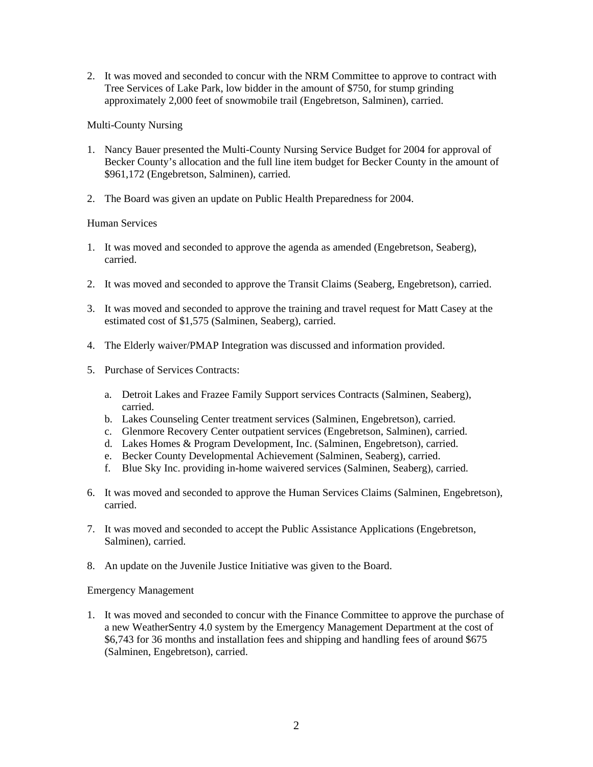2. It was moved and seconded to concur with the NRM Committee to approve to contract with Tree Services of Lake Park, low bidder in the amount of $750, for stump grinding approximately 2,000 feet of snowmobile trail (Engebretson, Salminen), carried.

Multi-County Nursing

1. Nancy Bauer presented the Multi-County Nursing Service Budget for 2004 for approval of Becker County's allocation and the full line item budget for Becker County in the amount of $961,172 (Engebretson, Salminen), carried.

2. The Board was given an update on Public Health Preparedness for 2004.

Human Services

1. It was moved and seconded to approve the agenda as amended (Engebretson, Seaberg), carried.

2. It was moved and seconded to approve the Transit Claims (Seaberg, Engebretson), carried.

3. It was moved and seconded to approve the training and travel request for Matt Casey at the estimated cost of $1,575 (Salminen, Seaberg), carried.

4. The Elderly waiver/PMAP Integration was discussed and information provided.

5. Purchase of Services Contracts:

   a. Detroit Lakes and Frazee Family Support services Contracts (Salminen, Seaberg), carried.
   b. Lakes Counseling Center treatment services (Salminen, Engebretson), carried.
   c. Glenmore Recovery Center outpatient services (Engebretson, Salminen), carried.
   d. Lakes Homes & Program Development, Inc. (Salminen, Engebretson), carried.
   e. Becker County Developmental Achievement (Salminen, Seaberg), carried.
   f. Blue Sky Inc. providing in-home waivered services (Salminen, Seaberg), carried.

6. It was moved and seconded to approve the Human Services Claims (Salminen, Engebretson), carried.

7. It was moved and seconded to accept the Public Assistance Applications (Engebretson, Salminen), carried.

8. An update on the Juvenile Justice Initiative was given to the Board.

Emergency Management

1. It was moved and seconded to concur with the Finance Committee to approve the purchase of a new WeatherSentry 4.0 system by the Emergency Management Department at the cost of $6,743 for 36 months and installation fees and shipping and handling fees of around $675 (Salminen, Engebretson), carried.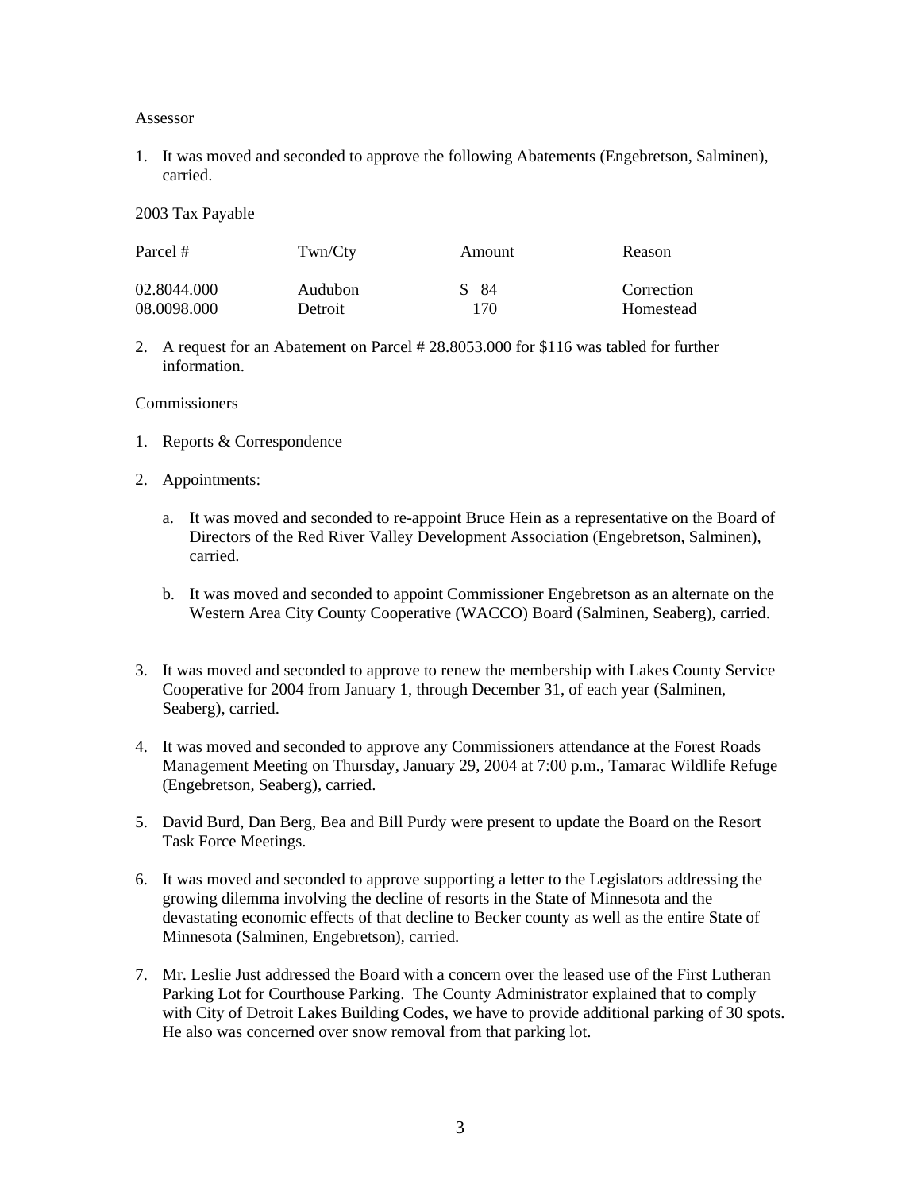Assessor

1. It was moved and seconded to approve the following Abatements (Engebretson, Salminen), carried.

2003 Tax Payable

| Parcel # | Twn/Cty | Amount | Reason |
|---|---|---|---|
| 02.8044.000 | Audubon | $ 84 | Correction |
| 08.0098.000 | Detroit | 170 | Homestead |

2. A request for an Abatement on Parcel # 28.8053.000 for $116 was tabled for further information.

Commissioners

1. Reports & Correspondence

2. Appointments:

   a. It was moved and seconded to re-appoint Bruce Hein as a representative on the Board of Directors of the Red River Valley Development Association (Engebretson, Salminen), carried.

   b. It was moved and seconded to appoint Commissioner Engebretson as an alternate on the Western Area City County Cooperative (WACCO) Board (Salminen, Seaberg), carried.

3. It was moved and seconded to approve to renew the membership with Lakes County Service Cooperative for 2004 from January 1, through December 31, of each year (Salminen, Seaberg), carried.

4. It was moved and seconded to approve any Commissioners attendance at the Forest Roads Management Meeting on Thursday, January 29, 2004 at 7:00 p.m., Tamarac Wildlife Refuge (Engebretson, Seaberg), carried.

5. David Burd, Dan Berg, Bea and Bill Purdy were present to update the Board on the Resort Task Force Meetings.

6. It was moved and seconded to approve supporting a letter to the Legislators addressing the growing dilemma involving the decline of resorts in the State of Minnesota and the devastating economic effects of that decline to Becker county as well as the entire State of Minnesota (Salminen, Engebretson), carried.

7. Mr. Leslie Just addressed the Board with a concern over the leased use of the First Lutheran Parking Lot for Courthouse Parking. The County Administrator explained that to comply with City of Detroit Lakes Building Codes, we have to provide additional parking of 30 spots. He also was concerned over snow removal from that parking lot.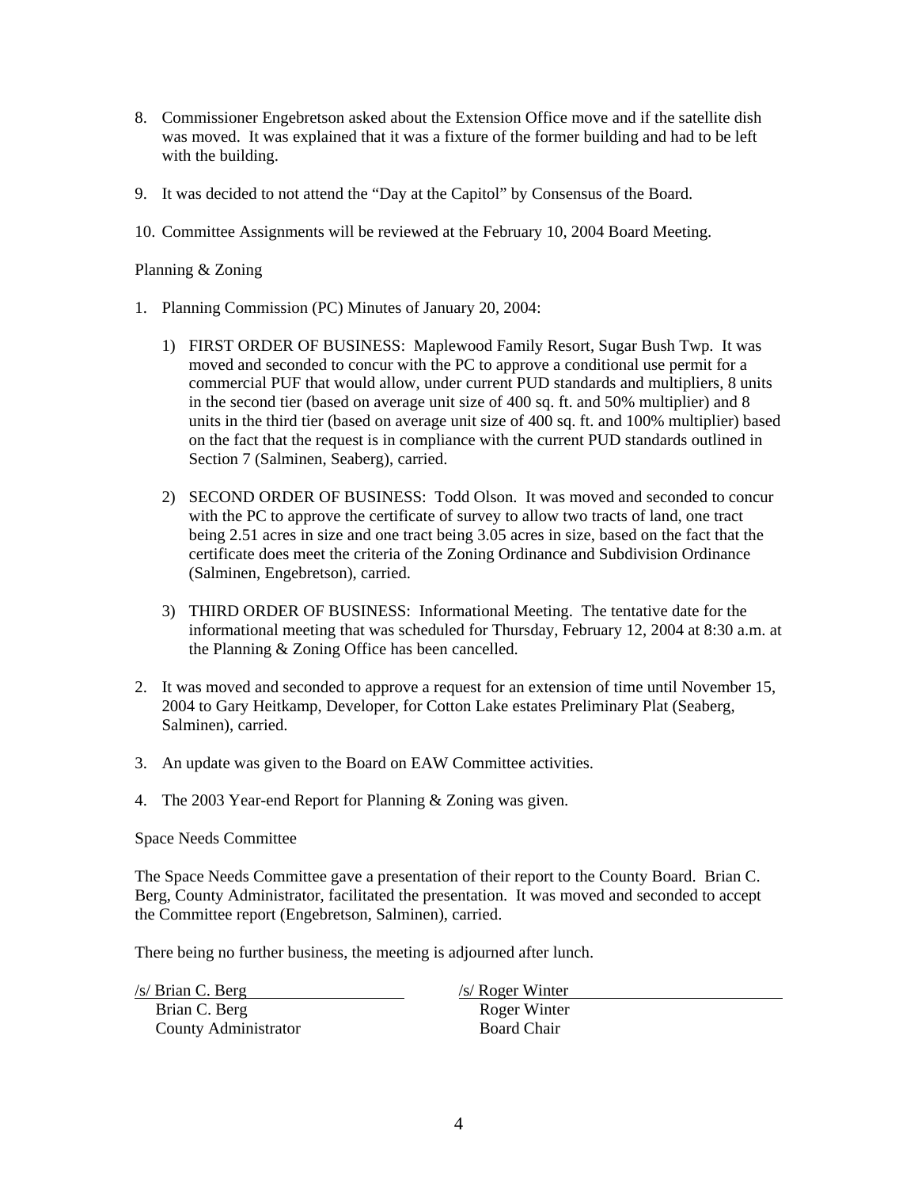8. Commissioner Engebretson asked about the Extension Office move and if the satellite dish was moved. It was explained that it was a fixture of the former building and had to be left with the building.

9. It was decided to not attend the "Day at the Capitol" by Consensus of the Board.

10. Committee Assignments will be reviewed at the February 10, 2004 Board Meeting.

Planning & Zoning

1. Planning Commission (PC) Minutes of January 20, 2004:

   1) FIRST ORDER OF BUSINESS: Maplewood Family Resort, Sugar Bush Twp. It was moved and seconded to concur with the PC to approve a conditional use permit for a commercial PUF that would allow, under current PUD standards and multipliers, 8 units in the second tier (based on average unit size of 400 sq. ft. and 50% multiplier) and 8 units in the third tier (based on average unit size of 400 sq. ft. and 100% multiplier) based on the fact that the request is in compliance with the current PUD standards outlined in Section 7 (Salminen, Seaberg), carried.

   2) SECOND ORDER OF BUSINESS: Todd Olson. It was moved and seconded to concur with the PC to approve the certificate of survey to allow two tracts of land, one tract being 2.51 acres in size and one tract being 3.05 acres in size, based on the fact that the certificate does meet the criteria of the Zoning Ordinance and Subdivision Ordinance (Salminen, Engebretson), carried.

   3) THIRD ORDER OF BUSINESS: Informational Meeting. The tentative date for the informational meeting that was scheduled for Thursday, February 12, 2004 at 8:30 a.m. at the Planning & Zoning Office has been cancelled.

2. It was moved and seconded to approve a request for an extension of time until November 15, 2004 to Gary Heitkamp, Developer, for Cotton Lake estates Preliminary Plat (Seaberg, Salminen), carried.

3. An update was given to the Board on EAW Committee activities.

4. The 2003 Year-end Report for Planning & Zoning was given.

Space Needs Committee

The Space Needs Committee gave a presentation of their report to the County Board. Brian C. Berg, County Administrator, facilitated the presentation. It was moved and seconded to accept the Committee report (Engebretson, Salminen), carried.

There being no further business, the meeting is adjourned after lunch.

| | |
|---|---|
| /s/ Brian C. Berg | /s/ Roger Winter |
| Brian C. Berg | Roger Winter |
| County Administrator | Board Chair |